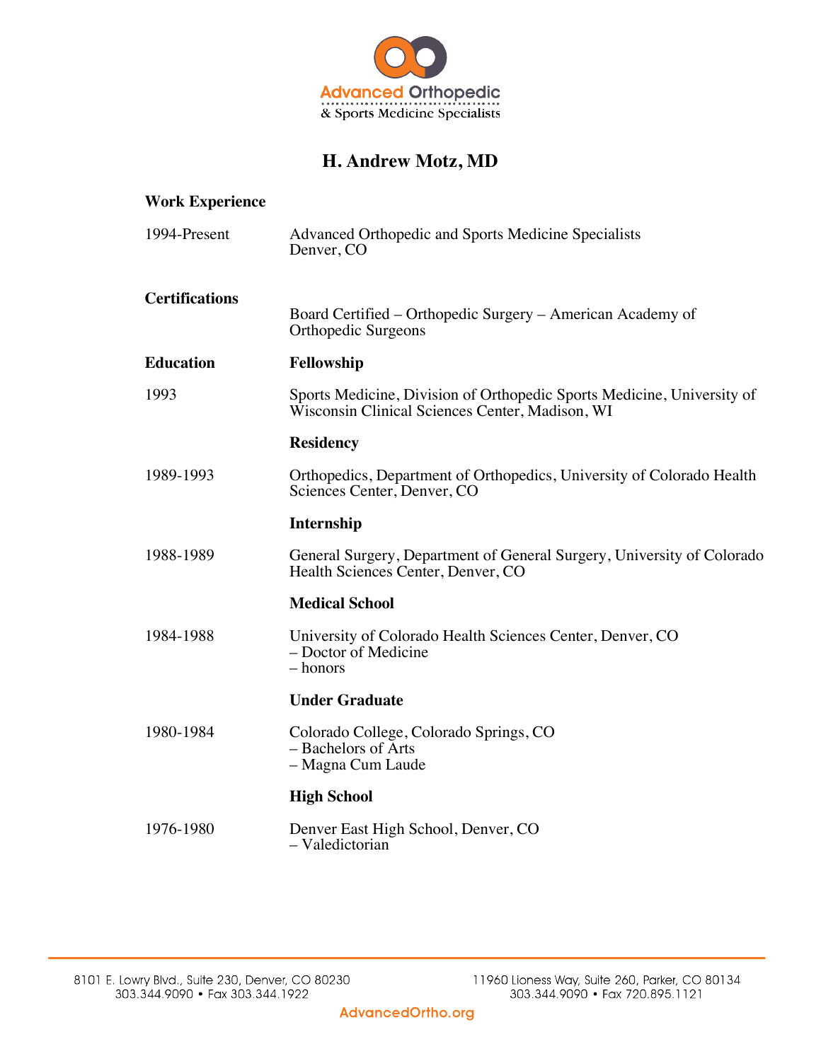Advanced Orthopedic
& Sports Medicine Specialists

# H. Andrew Motz, MD

## Work Experience

| | |
|---|---|
| 1994-Present | Advanced Orthopedic and Sports Medicine Specialists<br>Denver, CO |

## Certifications

Board Certified – Orthopedic Surgery – American Academy of Orthopedic Surgeons

## Education

### Fellowship

| | |
|---|---|
| 1993 | Sports Medicine, Division of Orthopedic Sports Medicine, University of Wisconsin Clinical Sciences Center, Madison, WI |

### Residency

| | |
|---|---|
| 1989-1993 | Orthopedics, Department of Orthopedics, University of Colorado Health Sciences Center, Denver, CO |

### Internship

| | |
|---|---|
| 1988-1989 | General Surgery, Department of General Surgery, University of Colorado Health Sciences Center, Denver, CO |

### Medical School

| | |
|---|---|
| 1984-1988 | University of Colorado Health Sciences Center, Denver, CO<br>– Doctor of Medicine<br>– honors |

### Under Graduate

| | |
|---|---|
| 1980-1984 | Colorado College, Colorado Springs, CO<br>– Bachelors of Arts<br>– Magna Cum Laude |

### High School

| | |
|---|---|
| 1976-1980 | Denver East High School, Denver, CO<br>– Valedictorian |

8101 E. Lowry Blvd., Suite 230, Denver, CO 80230
303.344.9090 • Fax 303.344.1922

11960 Lioness Way, Suite 260, Parker, CO 80134
303.344.9090 • Fax 720.895.1121

AdvancedOrtho.org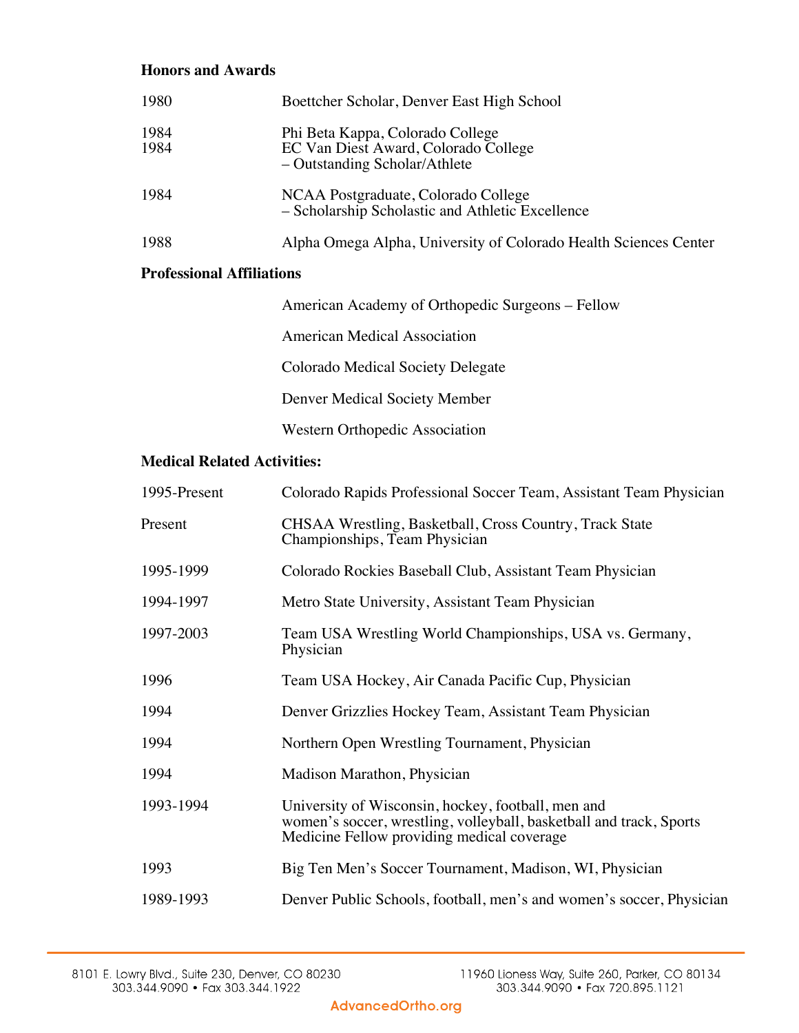## Honors and Awards

| | |
|---|---|
| 1980 | Boettcher Scholar, Denver East High School |
| 1984 | Phi Beta Kappa, Colorado College |
| 1984 | EC Van Diest Award, Colorado College – Outstanding Scholar/Athlete |
| 1984 | NCAA Postgraduate, Colorado College – Scholarship Scholastic and Athletic Excellence |
| 1988 | Alpha Omega Alpha, University of Colorado Health Sciences Center |

## Professional Affiliations

- American Academy of Orthopedic Surgeons – Fellow
- American Medical Association
- Colorado Medical Society Delegate
- Denver Medical Society Member
- Western Orthopedic Association

## Medical Related Activities:

| | |
|---|---|
| 1995-Present | Colorado Rapids Professional Soccer Team, Assistant Team Physician |
| Present | CHSAA Wrestling, Basketball, Cross Country, Track State Championships, Team Physician |
| 1995-1999 | Colorado Rockies Baseball Club, Assistant Team Physician |
| 1994-1997 | Metro State University, Assistant Team Physician |
| 1997-2003 | Team USA Wrestling World Championships, USA vs. Germany, Physician |
| 1996 | Team USA Hockey, Air Canada Pacific Cup, Physician |
| 1994 | Denver Grizzlies Hockey Team, Assistant Team Physician |
| 1994 | Northern Open Wrestling Tournament, Physician |
| 1994 | Madison Marathon, Physician |
| 1993-1994 | University of Wisconsin, hockey, football, men and women's soccer, wrestling, volleyball, basketball and track, Sports Medicine Fellow providing medical coverage |
| 1993 | Big Ten Men's Soccer Tournament, Madison, WI, Physician |
| 1989-1993 | Denver Public Schools, football, men's and women's soccer, Physician |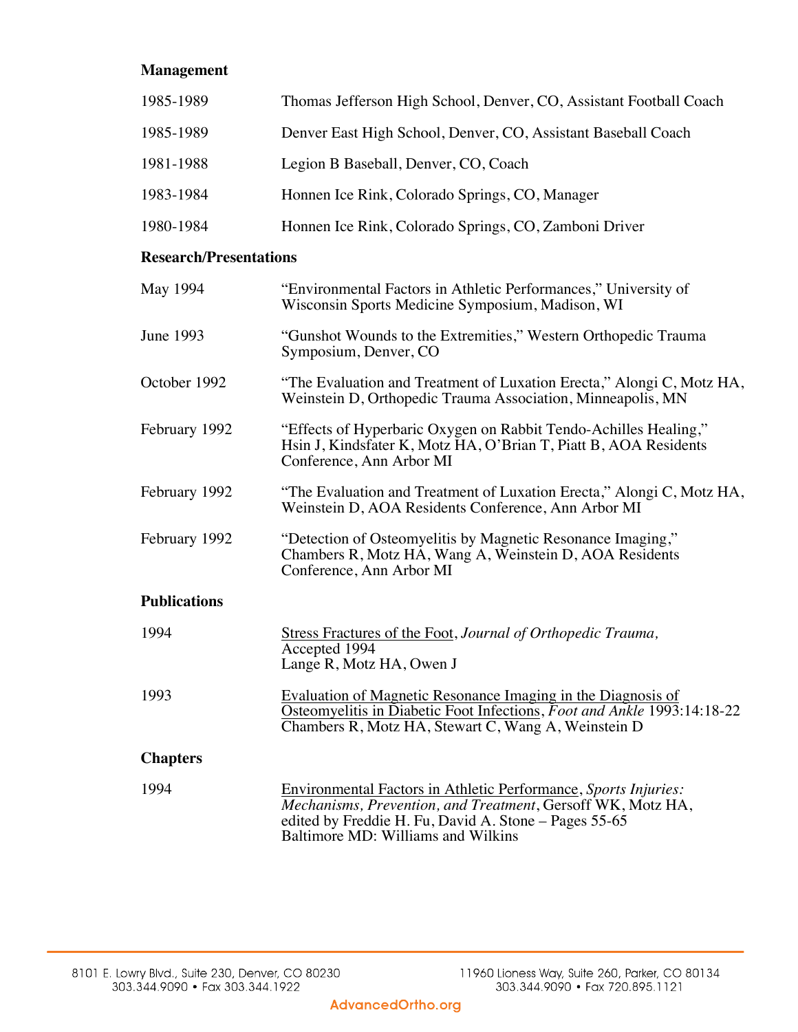## Management

| | |
|---|---|
| 1985-1989 | Thomas Jefferson High School, Denver, CO, Assistant Football Coach |
| 1985-1989 | Denver East High School, Denver, CO, Assistant Baseball Coach |
| 1981-1988 | Legion B Baseball, Denver, CO, Coach |
| 1983-1984 | Honnen Ice Rink, Colorado Springs, CO, Manager |
| 1980-1984 | Honnen Ice Rink, Colorado Springs, CO, Zamboni Driver |

## Research/Presentations

| | |
|---|---|
| May 1994 | "Environmental Factors in Athletic Performances," University of Wisconsin Sports Medicine Symposium, Madison, WI |
| June 1993 | "Gunshot Wounds to the Extremities," Western Orthopedic Trauma Symposium, Denver, CO |
| October 1992 | "The Evaluation and Treatment of Luxation Erecta," Alongi C, Motz HA, Weinstein D, Orthopedic Trauma Association, Minneapolis, MN |
| February 1992 | "Effects of Hyperbaric Oxygen on Rabbit Tendo-Achilles Healing," Hsin J, Kindsfater K, Motz HA, O'Brian T, Piatt B, AOA Residents Conference, Ann Arbor MI |
| February 1992 | "The Evaluation and Treatment of Luxation Erecta," Alongi C, Motz HA, Weinstein D, AOA Residents Conference, Ann Arbor MI |
| February 1992 | "Detection of Osteomyelitis by Magnetic Resonance Imaging," Chambers R, Motz HA, Wang A, Weinstein D, AOA Residents Conference, Ann Arbor MI |

## Publications

| | |
|---|---|
| 1994 | Stress Fractures of the Foot, *Journal of Orthopedic Trauma,* Accepted 1994<br>Lange R, Motz HA, Owen J |
| 1993 | Evaluation of Magnetic Resonance Imaging in the Diagnosis of Osteomyelitis in Diabetic Foot Infections, *Foot and Ankle* 1993:14:18-22<br>Chambers R, Motz HA, Stewart C, Wang A, Weinstein D |

## Chapters

| | |
|---|---|
| 1994 | Environmental Factors in Athletic Performance, *Sports Injuries: Mechanisms, Prevention, and Treatment*, Gersoff WK, Motz HA, edited by Freddie H. Fu, David A. Stone – Pages 55-65<br>Baltimore MD: Williams and Wilkins |